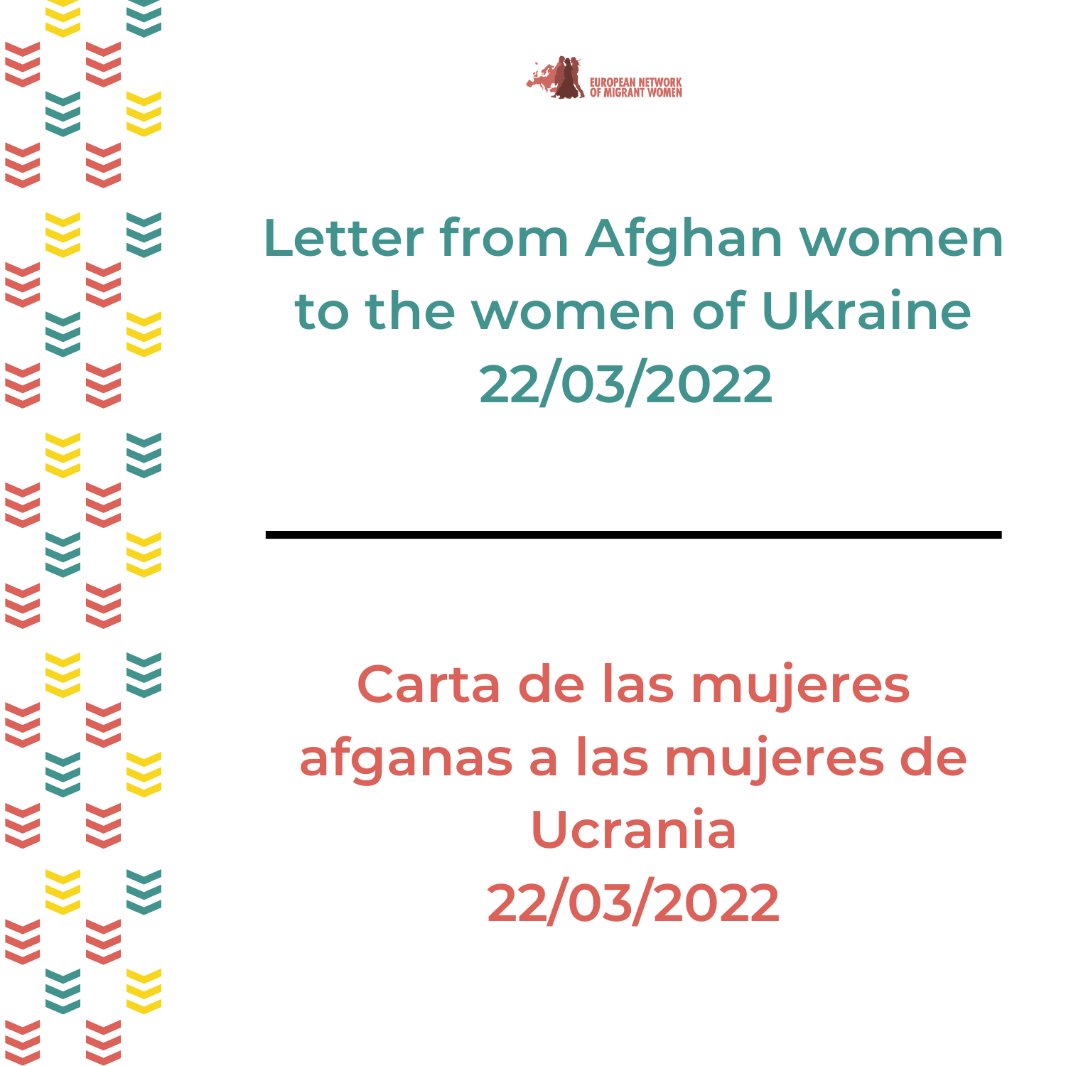EUROPEAN NETWORK OF MIGRANT WOMEN

# Letter from Afghan women to the women of Ukraine 22/03/2022

---

# Carta de las mujeres afganas a las mujeres de Ucrania 22/03/2022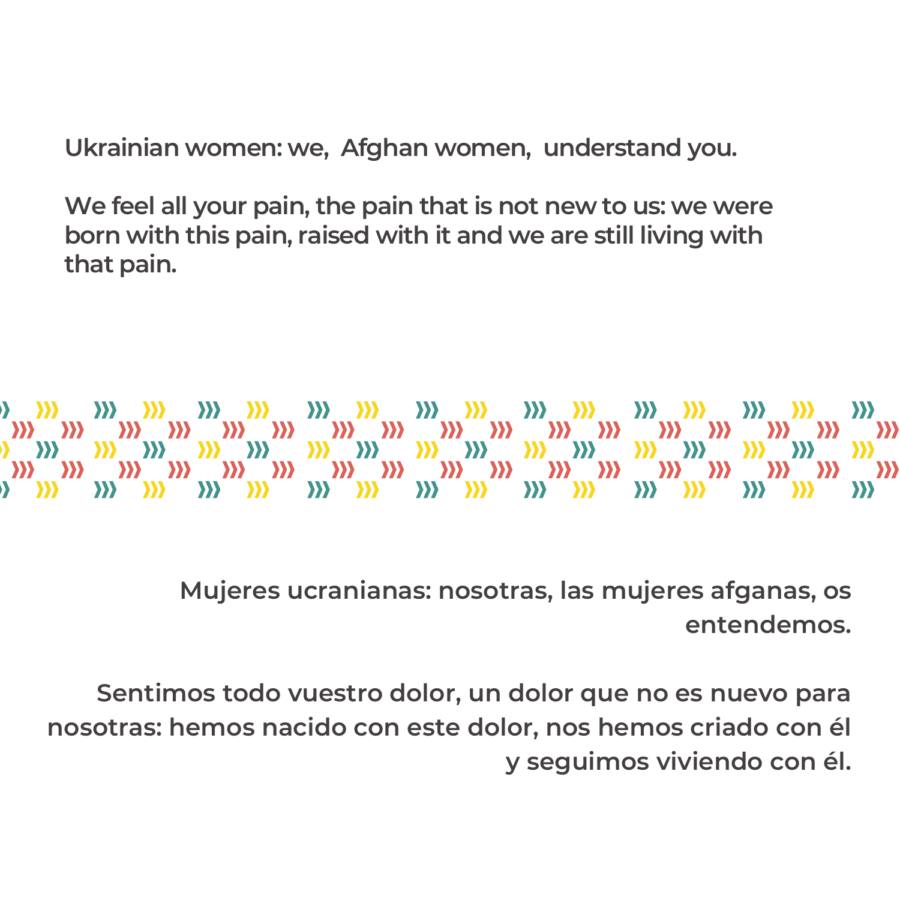**Ukrainian women: we, Afghan women, understand you.**

**We feel all your pain, the pain that is not new to us: we were born with this pain, raised with it and we are still living with that pain.**

**Mujeres ucranianas: nosotras, las mujeres afganas, os entendemos.**

**Sentimos todo vuestro dolor, un dolor que no es nuevo para nosotras: hemos nacido con este dolor, nos hemos criado con él y seguimos viviendo con él.**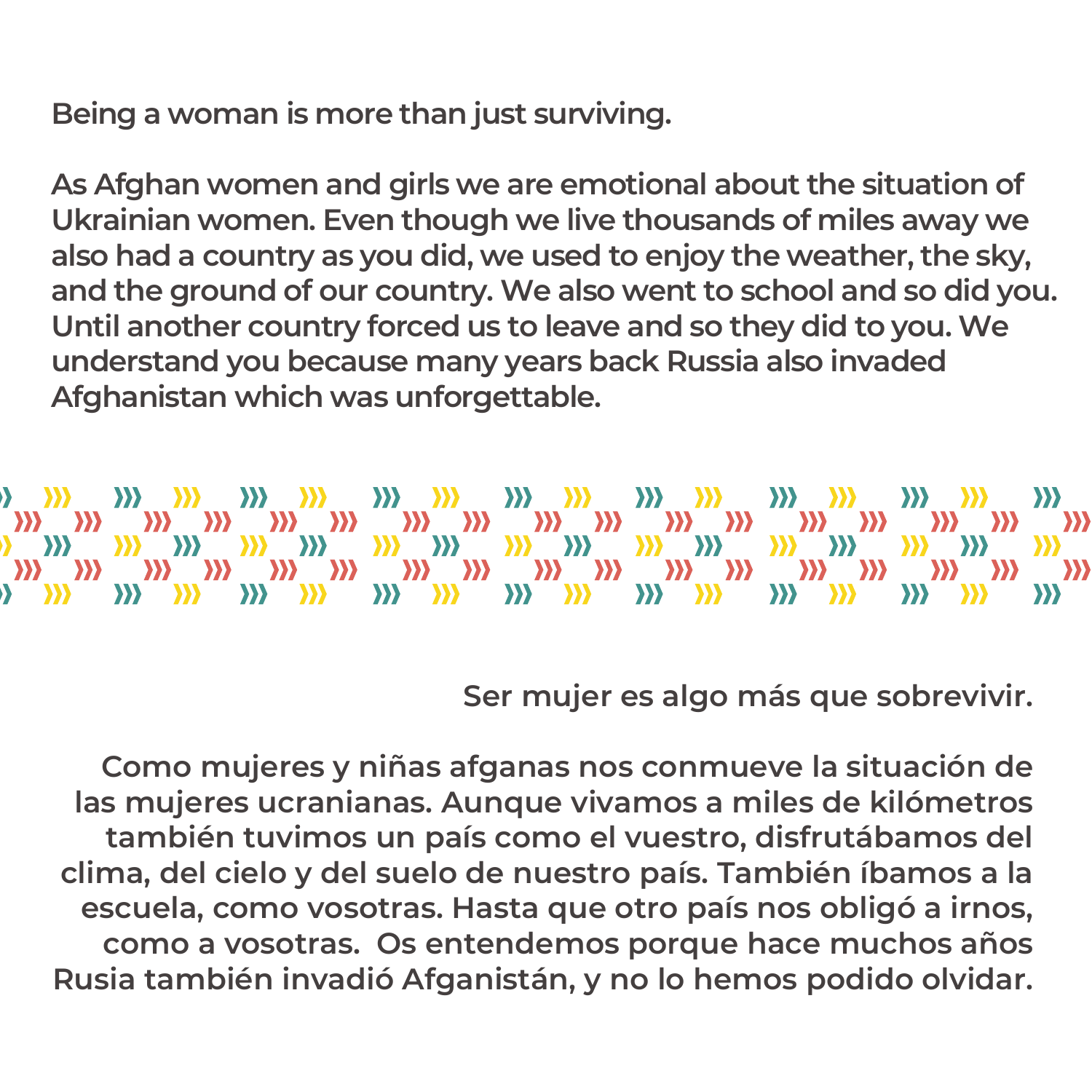**Being a woman is more than just surviving.**

**As Afghan women and girls we are emotional about the situation of Ukrainian women. Even though we live thousands of miles away we also had a country as you did, we used to enjoy the weather, the sky, and the ground of our country. We also went to school and so did you. Until another country forced us to leave and so they did to you. We understand you because many years back Russia also invaded Afghanistan which was unforgettable.**

**Ser mujer es algo más que sobrevivir.**

**Como mujeres y niñas afganas nos conmueve la situación de las mujeres ucranianas. Aunque vivamos a miles de kilómetros también tuvimos un país como el vuestro, disfrutábamos del clima, del cielo y del suelo de nuestro país. También íbamos a la escuela, como vosotras. Hasta que otro país nos obligó a irnos, como a vosotras. Os entendemos porque hace muchos años Rusia también invadió Afganistán, y no lo hemos podido olvidar.**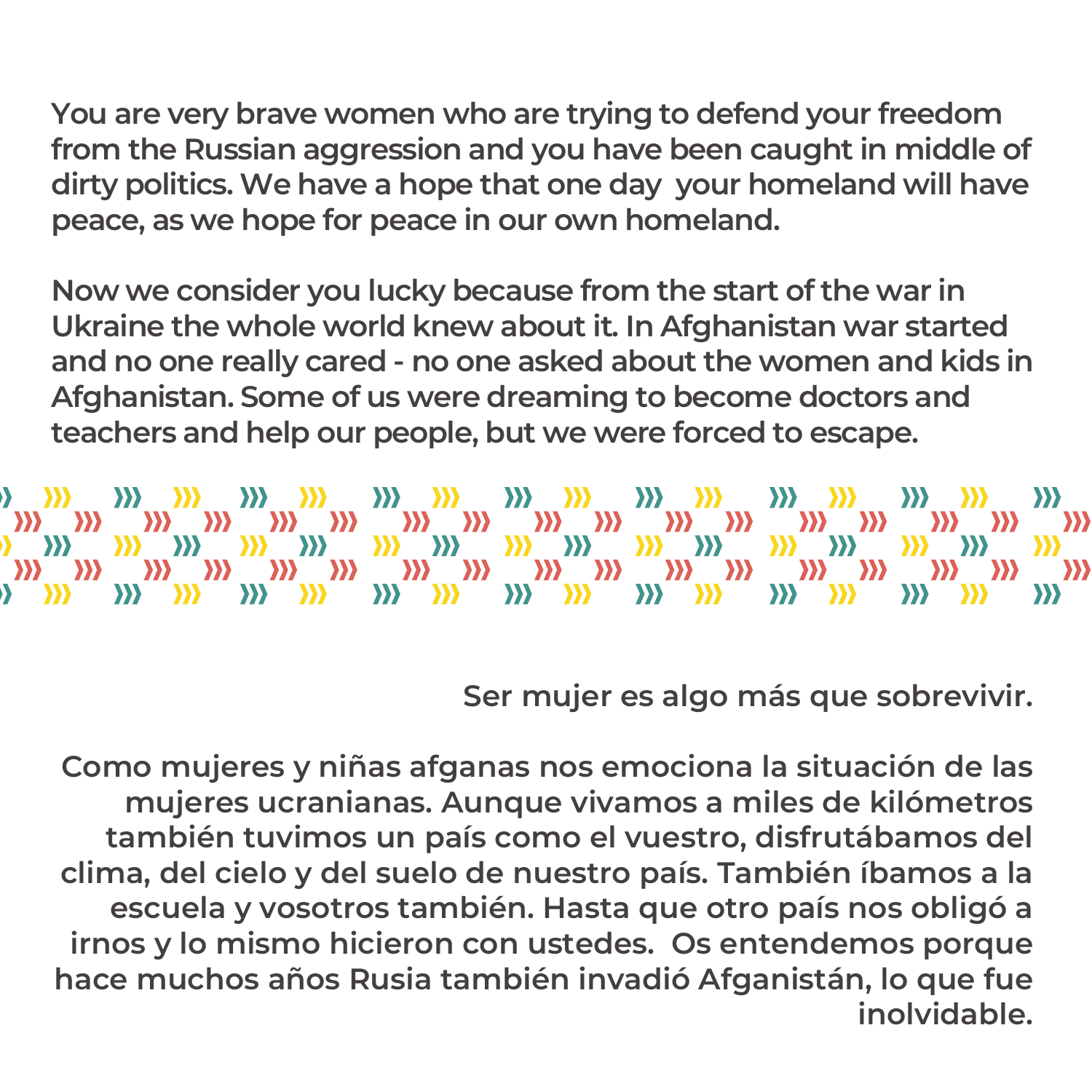**You are very brave women who are trying to defend your freedom from the Russian aggression and you have been caught in middle of dirty politics. We have a hope that one day your homeland will have peace, as we hope for peace in our own homeland.**

**Now we consider you lucky because from the start of the war in Ukraine the whole world knew about it. In Afghanistan war started and no one really cared - no one asked about the women and kids in Afghanistan. Some of us were dreaming to become doctors and teachers and help our people, but we were forced to escape.**

**Ser mujer es algo más que sobrevivir.**

**Como mujeres y niñas afganas nos emociona la situación de las mujeres ucranianas. Aunque vivamos a miles de kilómetros también tuvimos un país como el vuestro, disfrutábamos del clima, del cielo y del suelo de nuestro país. También íbamos a la escuela y vosotros también. Hasta que otro país nos obligó a irnos y lo mismo hicieron con ustedes. Os entendemos porque hace muchos años Rusia también invadió Afganistán, lo que fue inolvidable.**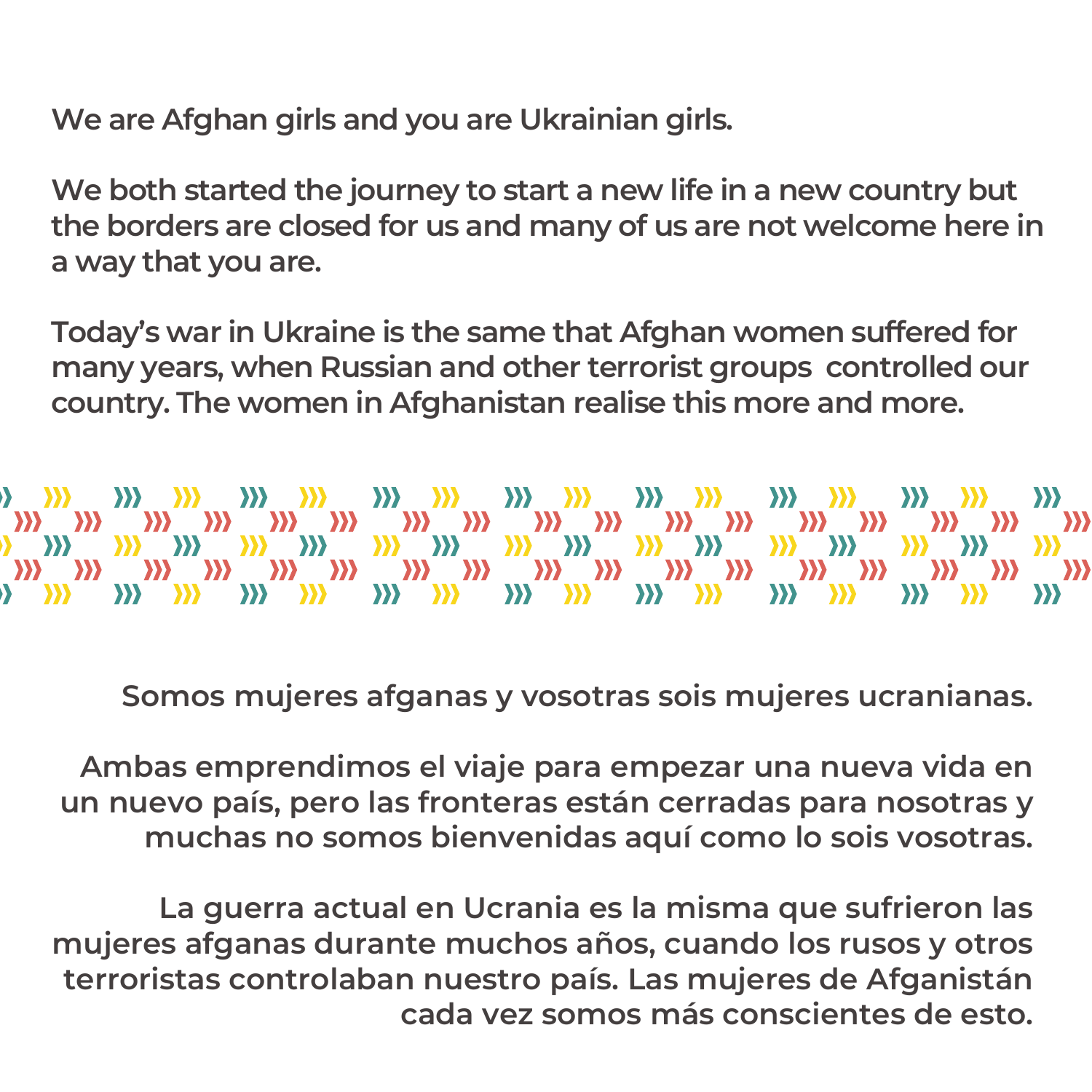We are Afghan girls and you are Ukrainian girls.

We both started the journey to start a new life in a new country but the borders are closed for us and many of us are not welcome here in a way that you are.

Today's war in Ukraine is the same that Afghan women suffered for many years, when Russian and other terrorist groups controlled our country. The women in Afghanistan realise this more and more.

Somos mujeres afganas y vosotras sois mujeres ucranianas.

Ambas emprendimos el viaje para empezar una nueva vida en un nuevo país, pero las fronteras están cerradas para nosotras y muchas no somos bienvenidas aquí como lo sois vosotras.

La guerra actual en Ucrania es la misma que sufrieron las mujeres afganas durante muchos años, cuando los rusos y otros terroristas controlaban nuestro país. Las mujeres de Afganistán cada vez somos más conscientes de esto.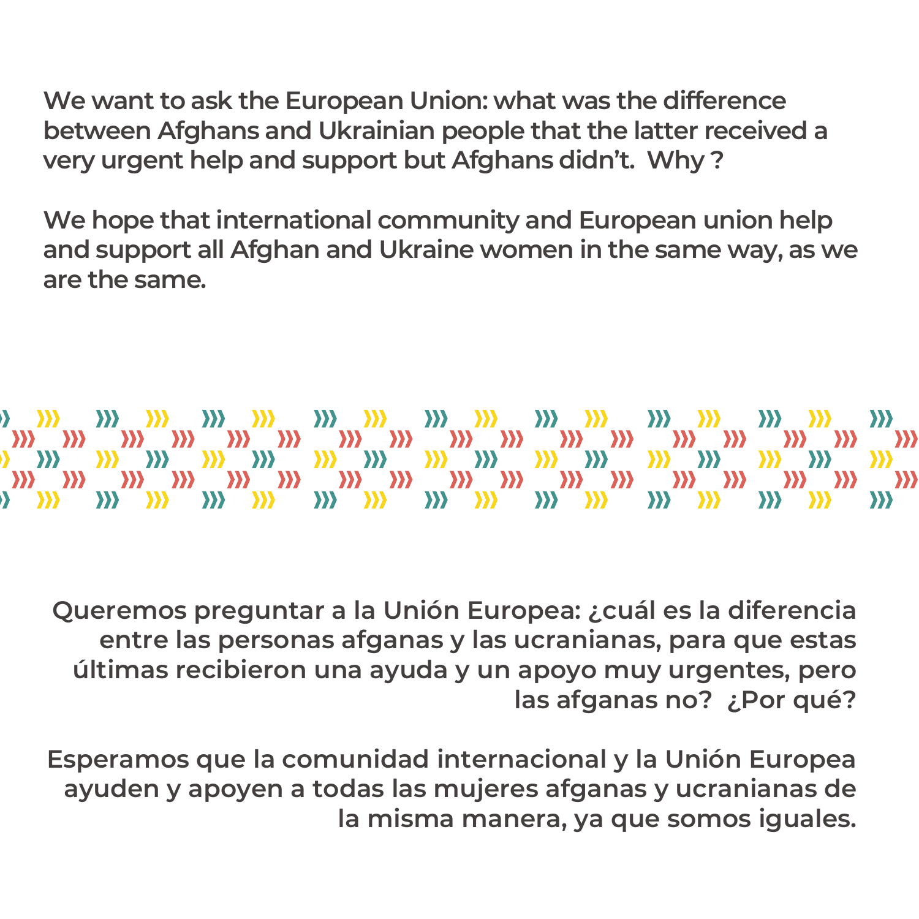We want to ask the European Union: what was the difference between Afghans and Ukrainian people that the latter received a very urgent help and support but Afghans didn't.  Why ?

We hope that international community and European union help and support all Afghan and Ukraine women in the same way, as we are the same.

Queremos preguntar a la Unión Europea: ¿cuál es la diferencia entre las personas afganas y las ucranianas, para que estas últimas recibieron una ayuda y un apoyo muy urgentes, pero las afganas no?  ¿Por qué?

Esperamos que la comunidad internacional y la Unión Europea ayuden y apoyen a todas las mujeres afganas y ucranianas de la misma manera, ya que somos iguales.